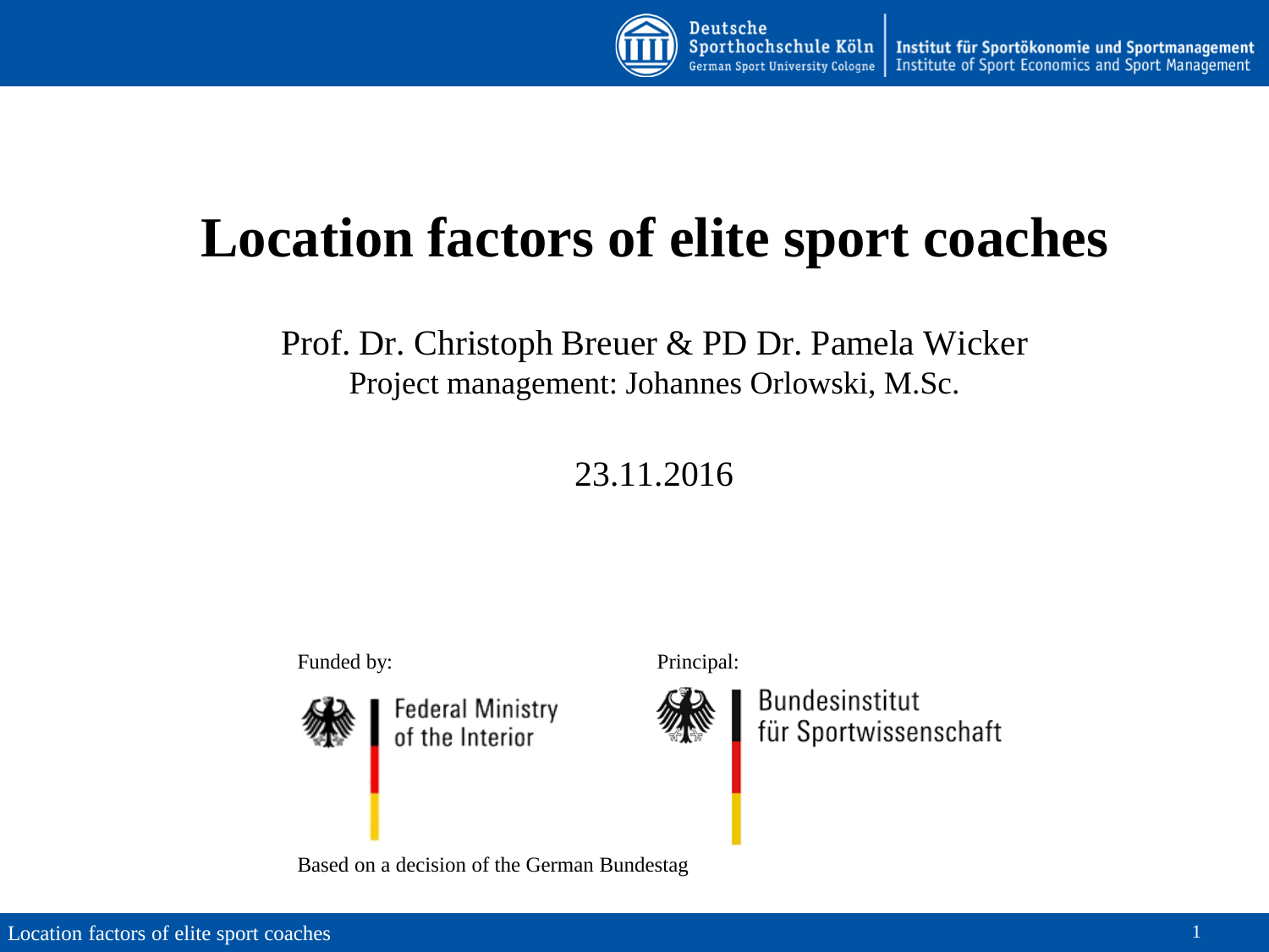# Location factors of elite sport coaches

Prof. Dr. Christoph Breuer & PD Dr. Pamela Wicker

Project management: Johannes Orlowski, M.Sc.

23.11.2016

Funded by:

Federal Ministry of the Interior

Principal:

Bundesinstitut für Sportwissenschaft

Based on a decision of the German Bundestag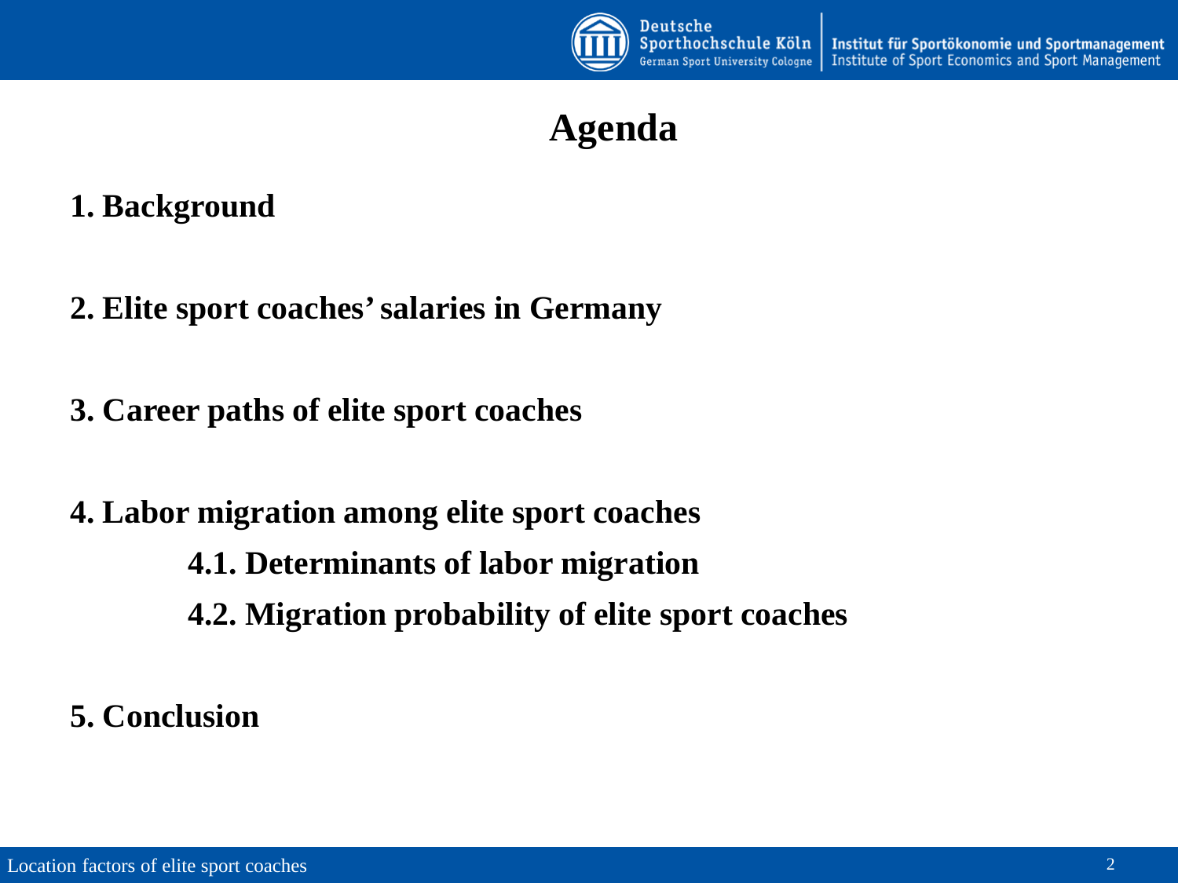# Agenda

**1. Background**

**2. Elite sport coaches' salaries in Germany**

**3. Career paths of elite sport coaches**

**4. Labor migration among elite sport coaches**

- **4.1. Determinants of labor migration**
- **4.2. Migration probability of elite sport coaches**

**5. Conclusion**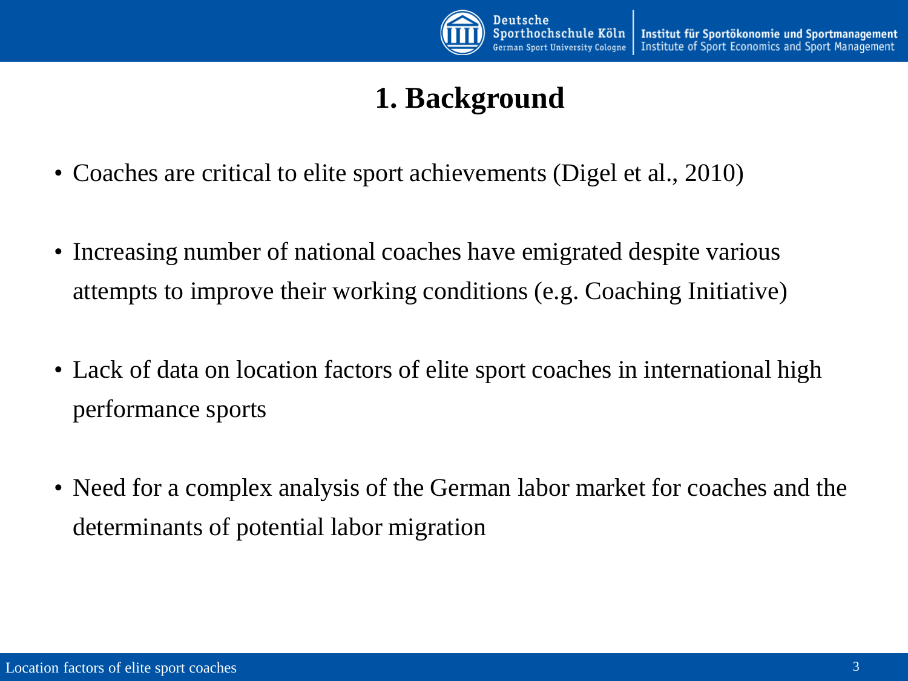# 1. Background

- Coaches are critical to elite sport achievements (Digel et al., 2010)
- Increasing number of national coaches have emigrated despite various attempts to improve their working conditions (e.g. Coaching Initiative)
- Lack of data on location factors of elite sport coaches in international high performance sports
- Need for a complex analysis of the German labor market for coaches and the determinants of potential labor migration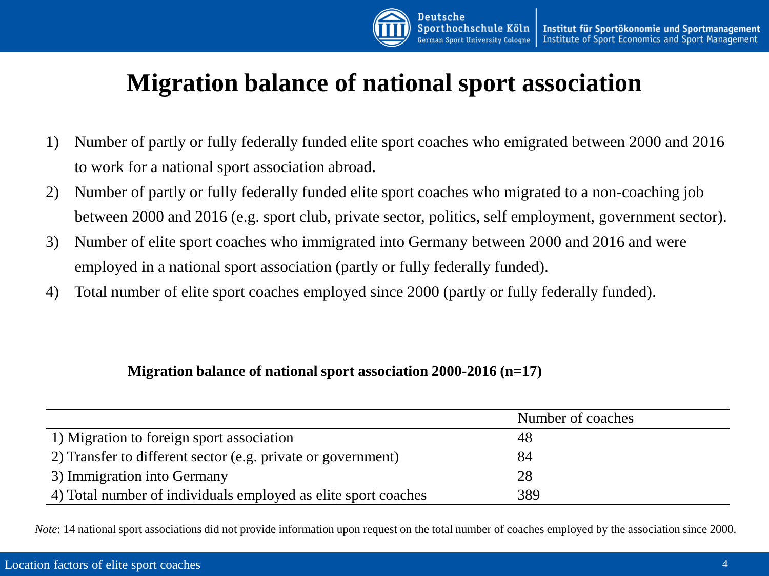# Migration balance of national sport association

1) Number of partly or fully federally funded elite sport coaches who emigrated between 2000 and 2016 to work for a national sport association abroad.
2) Number of partly or fully federally funded elite sport coaches who migrated to a non-coaching job between 2000 and 2016 (e.g. sport club, private sector, politics, self employment, government sector).
3) Number of elite sport coaches who immigrated into Germany between 2000 and 2016 and were employed in a national sport association (partly or fully federally funded).
4) Total number of elite sport coaches employed since 2000 (partly or fully federally funded).

**Migration balance of national sport association 2000-2016 (n=17)**

| | Number of coaches |
|---|---|
| 1) Migration to foreign sport association | 48 |
| 2) Transfer to different sector (e.g. private or government) | 84 |
| 3) Immigration into Germany | 28 |
| 4) Total number of individuals employed as elite sport coaches | 389 |

*Note*: 14 national sport associations did not provide information upon request on the total number of coaches employed by the association since 2000.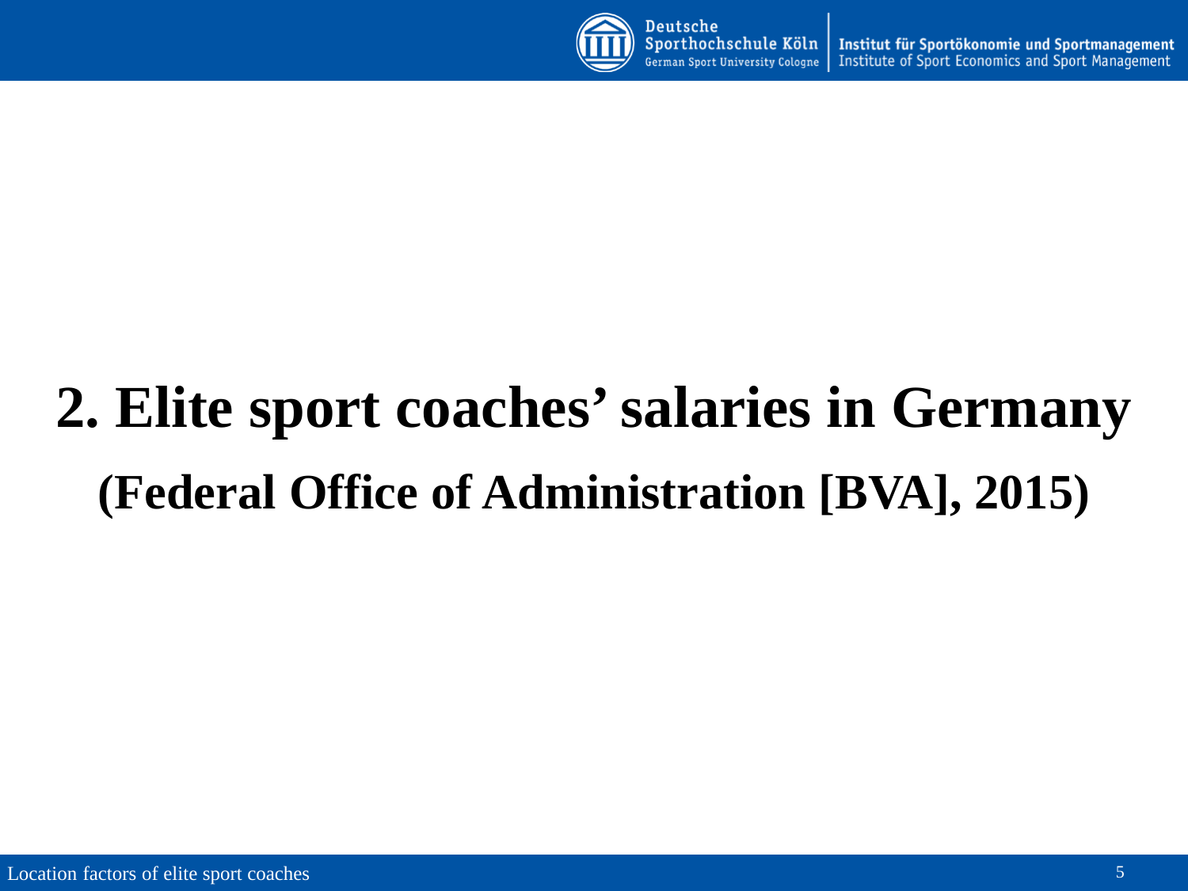# 2. Elite sport coaches' salaries in Germany

## (Federal Office of Administration [BVA], 2015)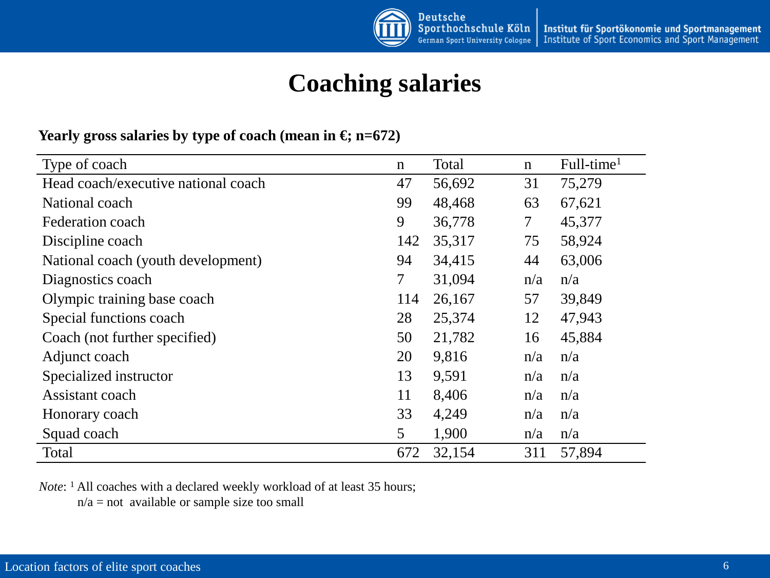# Coaching salaries

**Yearly gross salaries by type of coach (mean in €; n=672)**

| Type of coach | n | Total | n | Full-time[1] |
|---|---|---|---|---|
| Head coach/executive national coach | 47 | 56,692 | 31 | 75,279 |
| National coach | 99 | 48,468 | 63 | 67,621 |
| Federation coach | 9 | 36,778 | 7 | 45,377 |
| Discipline coach | 142 | 35,317 | 75 | 58,924 |
| National coach (youth development) | 94 | 34,415 | 44 | 63,006 |
| Diagnostics coach | 7 | 31,094 | n/a | n/a |
| Olympic training base coach | 114 | 26,167 | 57 | 39,849 |
| Special functions coach | 28 | 25,374 | 12 | 47,943 |
| Coach (not further specified) | 50 | 21,782 | 16 | 45,884 |
| Adjunct coach | 20 | 9,816 | n/a | n/a |
| Specialized instructor | 13 | 9,591 | n/a | n/a |
| Assistant coach | 11 | 8,406 | n/a | n/a |
| Honorary coach | 33 | 4,249 | n/a | n/a |
| Squad coach | 5 | 1,900 | n/a | n/a |
| Total | 672 | 32,154 | 311 | 57,894 |

*Note*: [1] All coaches with a declared weekly workload of at least 35 hours;
n/a = not available or sample size too small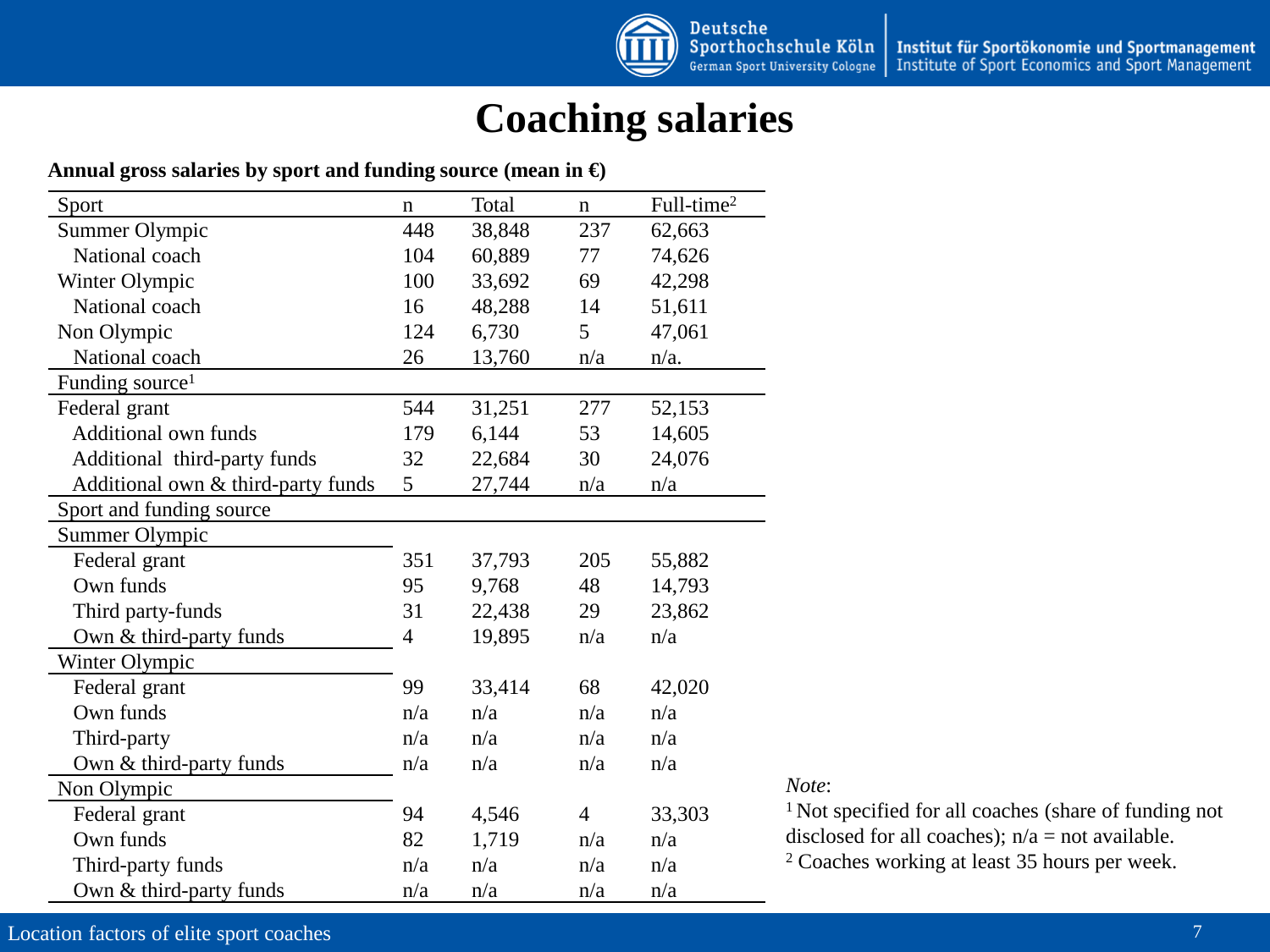# Coaching salaries

**Annual gross salaries by sport and funding source (mean in €)**

| Sport | n | Total | n | Full-time[2] |
|---|---|---|---|---|
| Summer Olympic | 448 | 38,848 | 237 | 62,663 |
| National coach | 104 | 60,889 | 77 | 74,626 |
| Winter Olympic | 100 | 33,692 | 69 | 42,298 |
| National coach | 16 | 48,288 | 14 | 51,611 |
| Non Olympic | 124 | 6,730 | 5 | 47,061 |
| National coach | 26 | 13,760 | n/a | n/a. |
| **Funding source[1]** | | | | |
| Federal grant | 544 | 31,251 | 277 | 52,153 |
| Additional own funds | 179 | 6,144 | 53 | 14,605 |
| Additional third-party funds | 32 | 22,684 | 30 | 24,076 |
| Additional own & third-party funds | 5 | 27,744 | n/a | n/a |
| **Sport and funding source** | | | | |
| **Summer Olympic** | | | | |
| Federal grant | 351 | 37,793 | 205 | 55,882 |
| Own funds | 95 | 9,768 | 48 | 14,793 |
| Third party-funds | 31 | 22,438 | 29 | 23,862 |
| Own & third-party funds | 4 | 19,895 | n/a | n/a |
| **Winter Olympic** | | | | |
| Federal grant | 99 | 33,414 | 68 | 42,020 |
| Own funds | n/a | n/a | n/a | n/a |
| Third-party | n/a | n/a | n/a | n/a |
| Own & third-party funds | n/a | n/a | n/a | n/a |
| **Non Olympic** | | | | |
| Federal grant | 94 | 4,546 | 4 | 33,303 |
| Own funds | 82 | 1,719 | n/a | n/a |
| Third-party funds | n/a | n/a | n/a | n/a |
| Own & third-party funds | n/a | n/a | n/a | n/a |

*Note*:
[1] Not specified for all coaches (share of funding not disclosed for all coaches); n/a = not available.
[2] Coaches working at least 35 hours per week.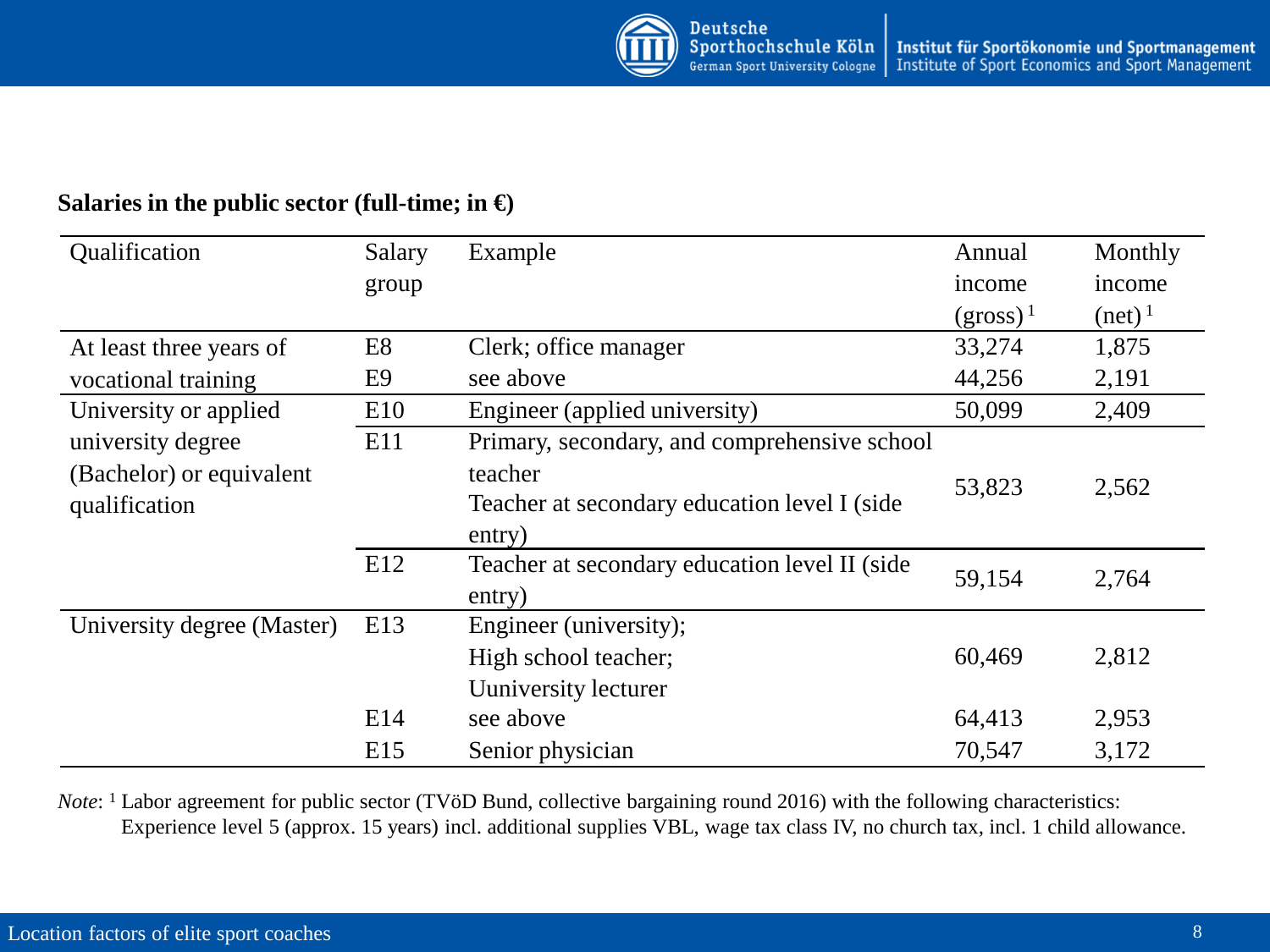**Salaries in the public sector (full-time; in €)**

| Qualification | Salary group | Example | Annual income (gross) [1] | Monthly income (net) [1] |
|---|---|---|---|---|
| At least three years of vocational training | E8 | Clerk; office manager | 33,274 | 1,875 |
| | E9 | see above | 44,256 | 2,191 |
| University or applied university degree (Bachelor) or equivalent qualification | E10 | Engineer (applied university) | 50,099 | 2,409 |
| | E11 | Primary, secondary, and comprehensive school teacher<br>Teacher at secondary education level I (side entry) | 53,823 | 2,562 |
| | E12 | Teacher at secondary education level II (side entry) | 59,154 | 2,764 |
| University degree (Master) | E13 | Engineer (university);<br>High school teacher;<br>Uuniversity lecturer | 60,469 | 2,812 |
| | E14 | see above | 64,413 | 2,953 |
| | E15 | Senior physician | 70,547 | 3,172 |

*Note*: [1] Labor agreement for public sector (TVöD Bund, collective bargaining round 2016) with the following characteristics: Experience level 5 (approx. 15 years) incl. additional supplies VBL, wage tax class IV, no church tax, incl. 1 child allowance.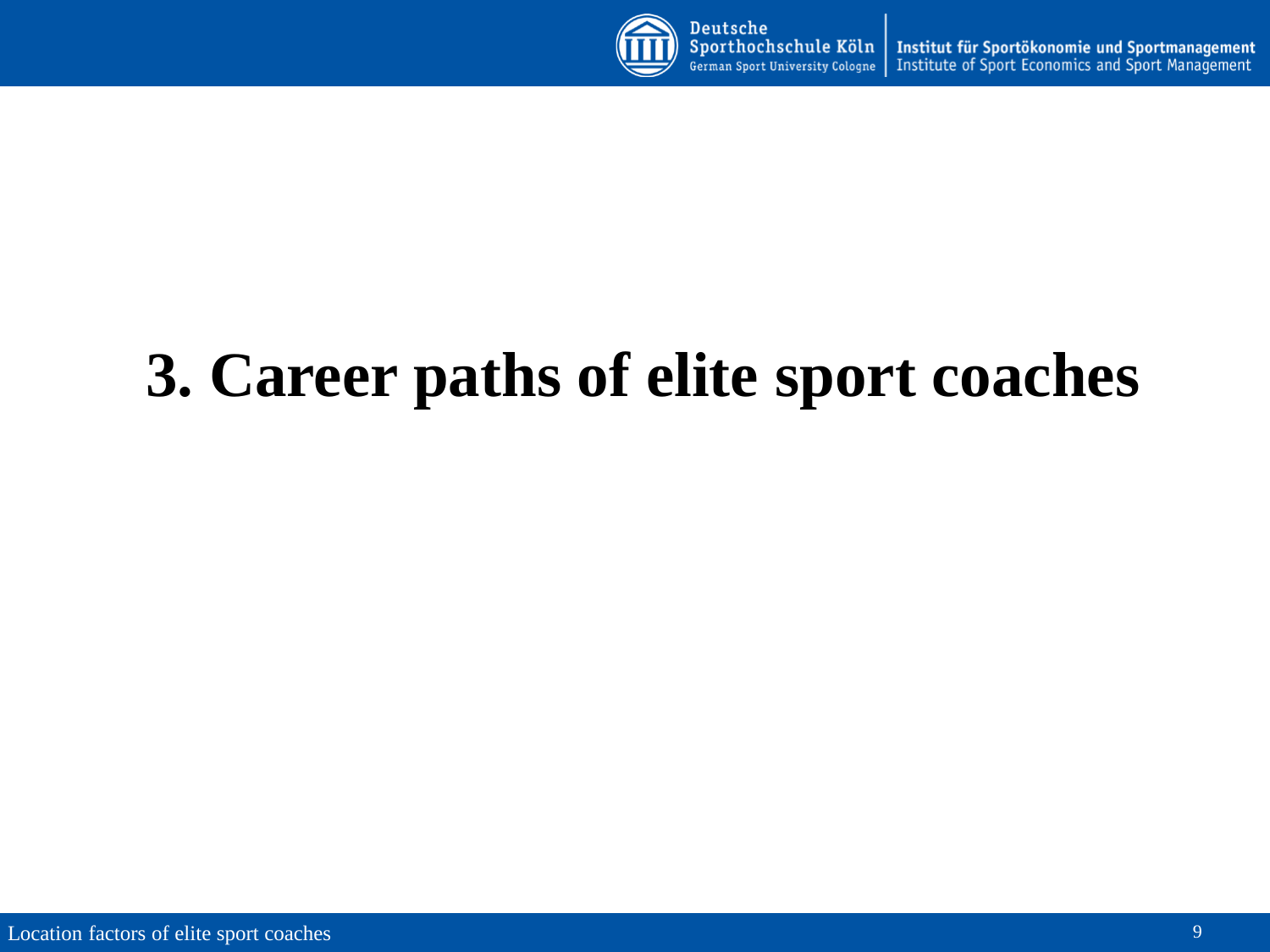# 3. Career paths of elite sport coaches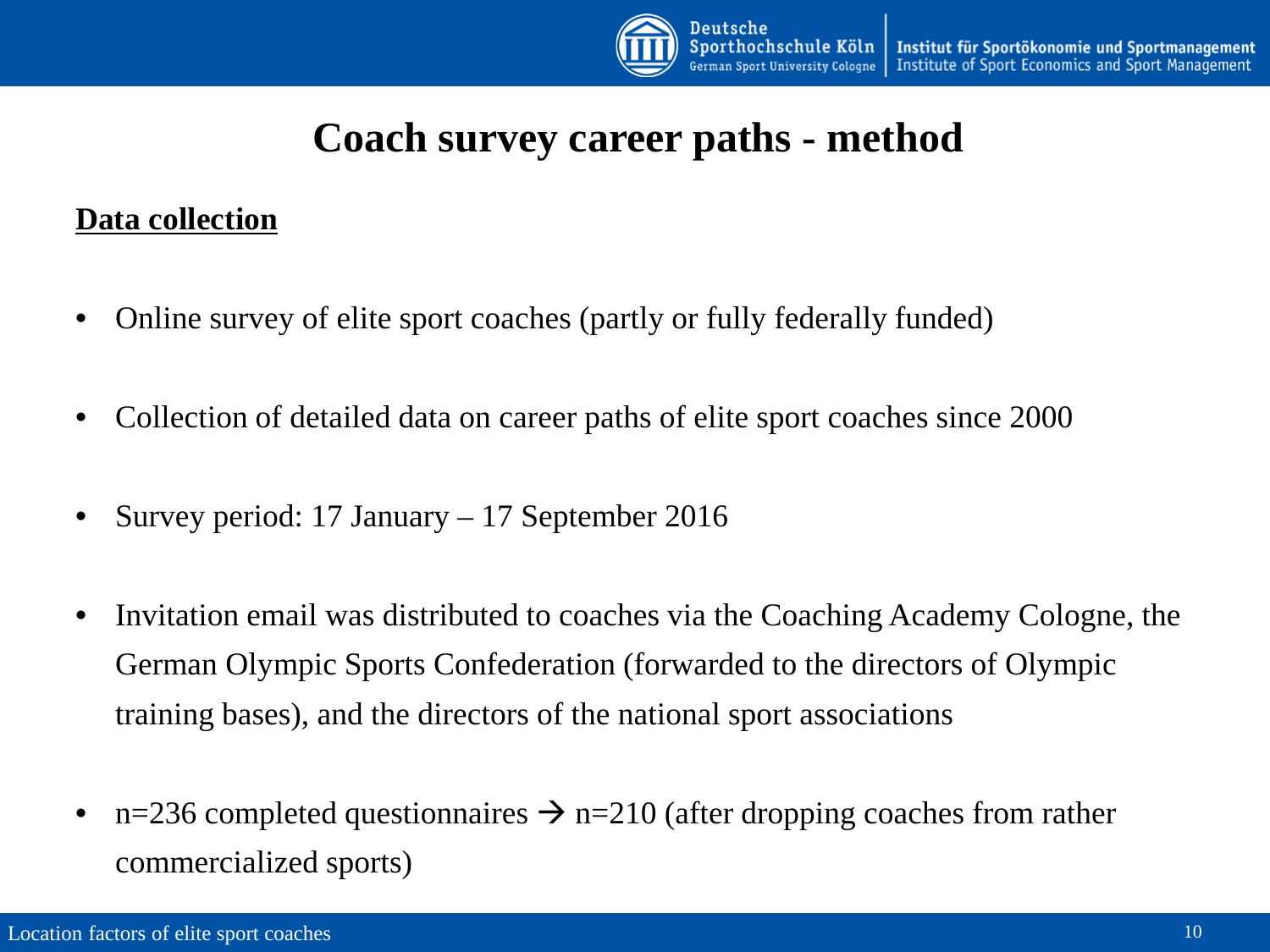# Coach survey career paths - method

## Data collection

- Online survey of elite sport coaches (partly or fully federally funded)
- Collection of detailed data on career paths of elite sport coaches since 2000
- Survey period: 17 January – 17 September 2016
- Invitation email was distributed to coaches via the Coaching Academy Cologne, the German Olympic Sports Confederation (forwarded to the directors of Olympic training bases), and the directors of the national sport associations
- n=236 completed questionnaires → n=210 (after dropping coaches from rather commercialized sports)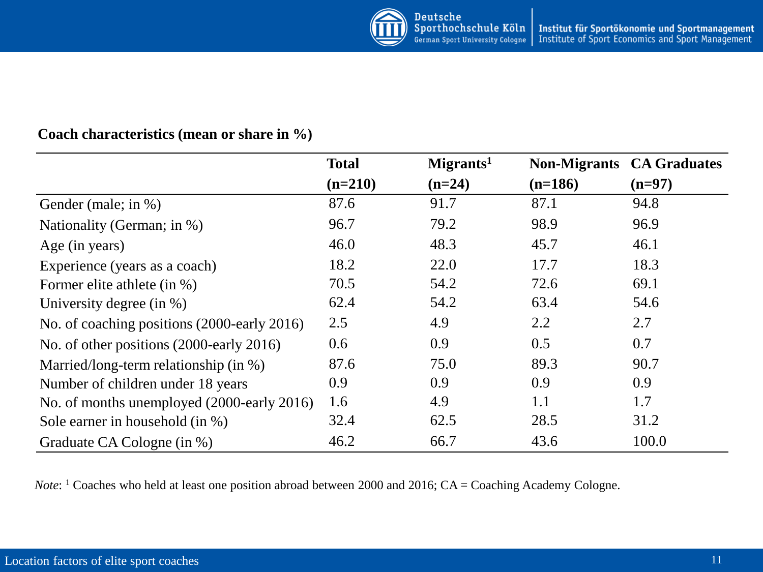**Coach characteristics (mean or share in %)**

| | Total (n=210) | Migrants[1] (n=24) | Non-Migrants (n=186) | CA Graduates (n=97) |
|---|---|---|---|---|
| Gender (male; in %) | 87.6 | 91.7 | 87.1 | 94.8 |
| Nationality (German; in %) | 96.7 | 79.2 | 98.9 | 96.9 |
| Age (in years) | 46.0 | 48.3 | 45.7 | 46.1 |
| Experience (years as a coach) | 18.2 | 22.0 | 17.7 | 18.3 |
| Former elite athlete (in %) | 70.5 | 54.2 | 72.6 | 69.1 |
| University degree (in %) | 62.4 | 54.2 | 63.4 | 54.6 |
| No. of coaching positions (2000-early 2016) | 2.5 | 4.9 | 2.2 | 2.7 |
| No. of other positions (2000-early 2016) | 0.6 | 0.9 | 0.5 | 0.7 |
| Married/long-term relationship (in %) | 87.6 | 75.0 | 89.3 | 90.7 |
| Number of children under 18 years | 0.9 | 0.9 | 0.9 | 0.9 |
| No. of months unemployed (2000-early 2016) | 1.6 | 4.9 | 1.1 | 1.7 |
| Sole earner in household (in %) | 32.4 | 62.5 | 28.5 | 31.2 |
| Graduate CA Cologne (in %) | 46.2 | 66.7 | 43.6 | 100.0 |

*Note*: [1] Coaches who held at least one position abroad between 2000 and 2016; CA = Coaching Academy Cologne.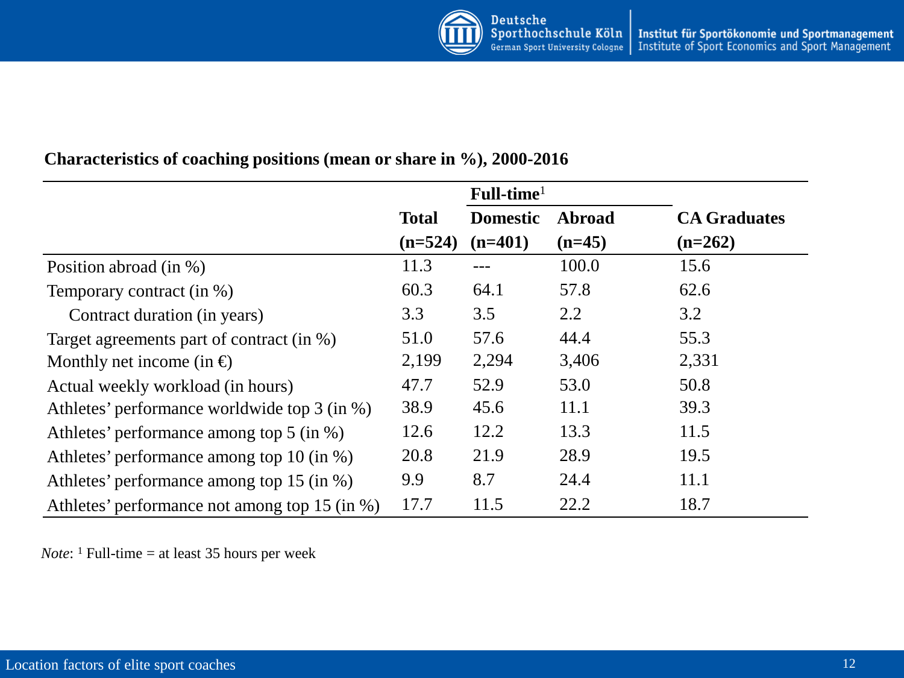**Characteristics of coaching positions (mean or share in %), 2000-2016**

| | Total | Full-time[1] | | CA Graduates |
|---|---|---|---|---|
| | (n=524) | Domestic (n=401) | Abroad (n=45) | (n=262) |
| Position abroad (in %) | 11.3 | --- | 100.0 | 15.6 |
| Temporary contract (in %) | 60.3 | 64.1 | 57.8 | 62.6 |
| Contract duration (in years) | 3.3 | 3.5 | 2.2 | 3.2 |
| Target agreements part of contract (in %) | 51.0 | 57.6 | 44.4 | 55.3 |
| Monthly net income (in €) | 2,199 | 2,294 | 3,406 | 2,331 |
| Actual weekly workload (in hours) | 47.7 | 52.9 | 53.0 | 50.8 |
| Athletes' performance worldwide top 3 (in %) | 38.9 | 45.6 | 11.1 | 39.3 |
| Athletes' performance among top 5 (in %) | 12.6 | 12.2 | 13.3 | 11.5 |
| Athletes' performance among top 10 (in %) | 20.8 | 21.9 | 28.9 | 19.5 |
| Athletes' performance among top 15 (in %) | 9.9 | 8.7 | 24.4 | 11.1 |
| Athletes' performance not among top 15 (in %) | 17.7 | 11.5 | 22.2 | 18.7 |

*Note*: [1] Full-time = at least 35 hours per week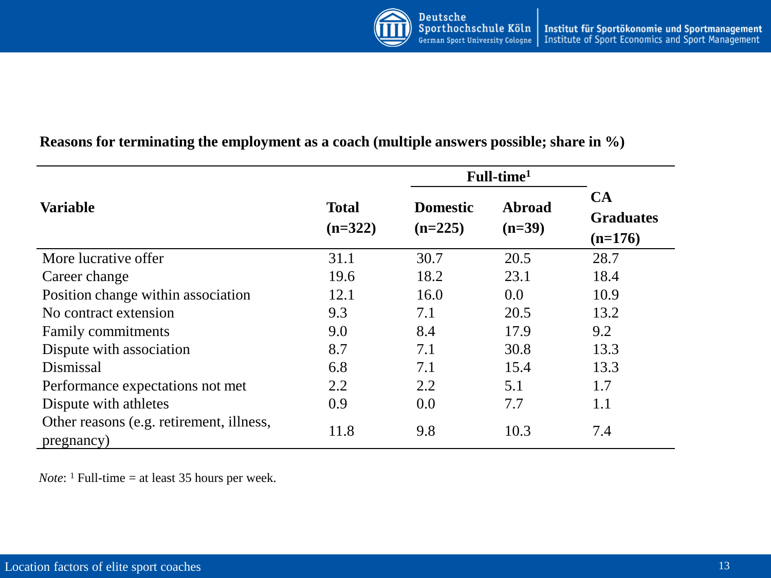**Reasons for terminating the employment as a coach (multiple answers possible; share in %)**

| Variable | Total (n=322) | Full-time[1] | | CA Graduates (n=176) |
|---|---|---|---|---|
| | | Domestic (n=225) | Abroad (n=39) | |
| More lucrative offer | 31.1 | 30.7 | 20.5 | 28.7 |
| Career change | 19.6 | 18.2 | 23.1 | 18.4 |
| Position change within association | 12.1 | 16.0 | 0.0 | 10.9 |
| No contract extension | 9.3 | 7.1 | 20.5 | 13.2 |
| Family commitments | 9.0 | 8.4 | 17.9 | 9.2 |
| Dispute with association | 8.7 | 7.1 | 30.8 | 13.3 |
| Dismissal | 6.8 | 7.1 | 15.4 | 13.3 |
| Performance expectations not met | 2.2 | 2.2 | 5.1 | 1.7 |
| Dispute with athletes | 0.9 | 0.0 | 7.7 | 1.1 |
| Other reasons (e.g. retirement, illness, pregnancy) | 11.8 | 9.8 | 10.3 | 7.4 |

*Note*: [1] Full-time = at least 35 hours per week.

Location factors of elite sport coaches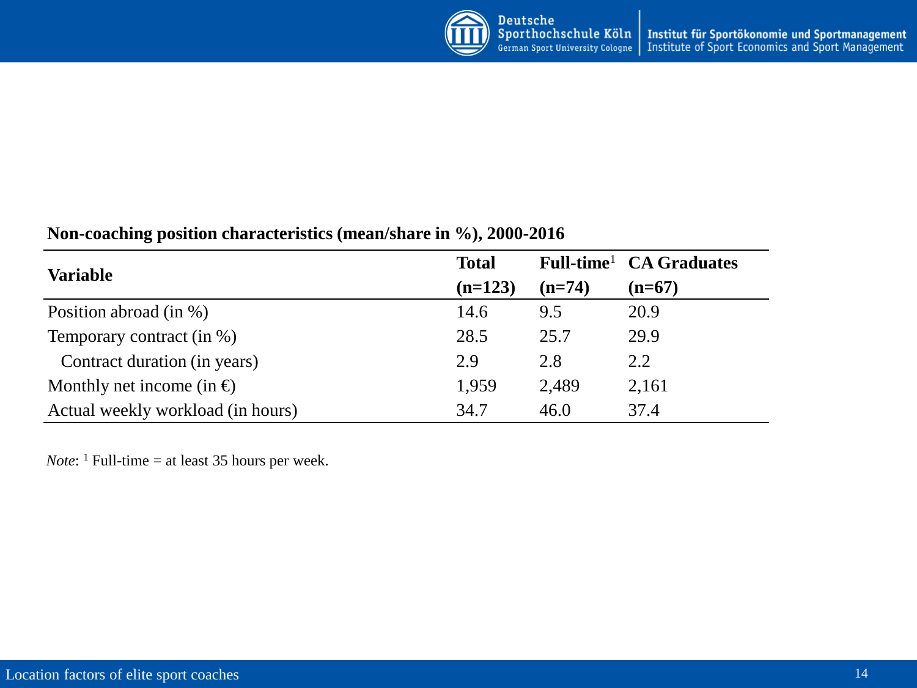**Non-coaching position characteristics (mean/share in %), 2000-2016**

| Variable | Total (n=123) | Full-time[1] (n=74) | CA Graduates (n=67) |
|---|---|---|---|
| Position abroad (in %) | 14.6 | 9.5 | 20.9 |
| Temporary contract (in %) | 28.5 | 25.7 | 29.9 |
| Contract duration (in years) | 2.9 | 2.8 | 2.2 |
| Monthly net income (in €) | 1,959 | 2,489 | 2,161 |
| Actual weekly workload (in hours) | 34.7 | 46.0 | 37.4 |

*Note*: [1] Full-time = at least 35 hours per week.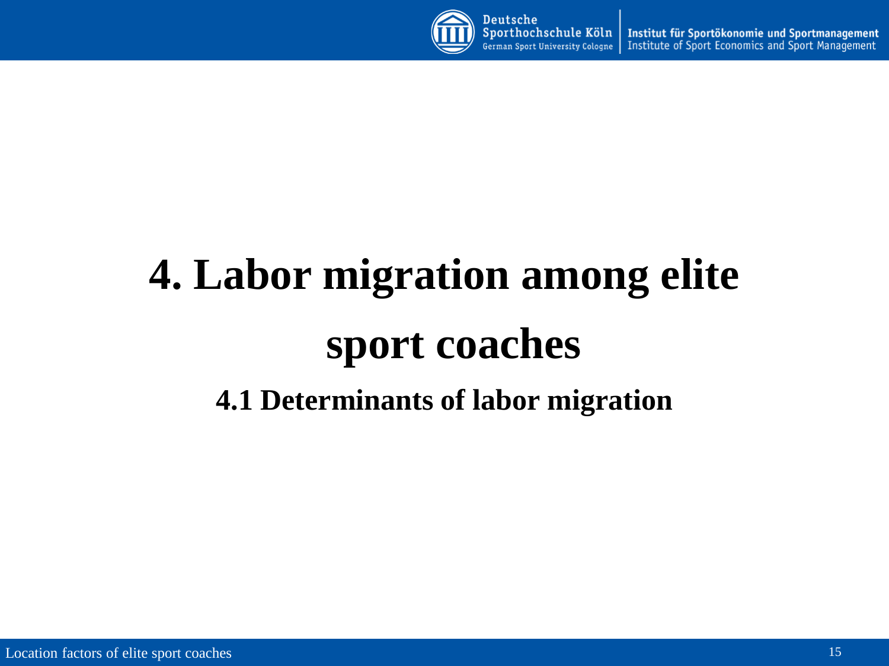# 4. Labor migration among elite sport coaches

## 4.1 Determinants of labor migration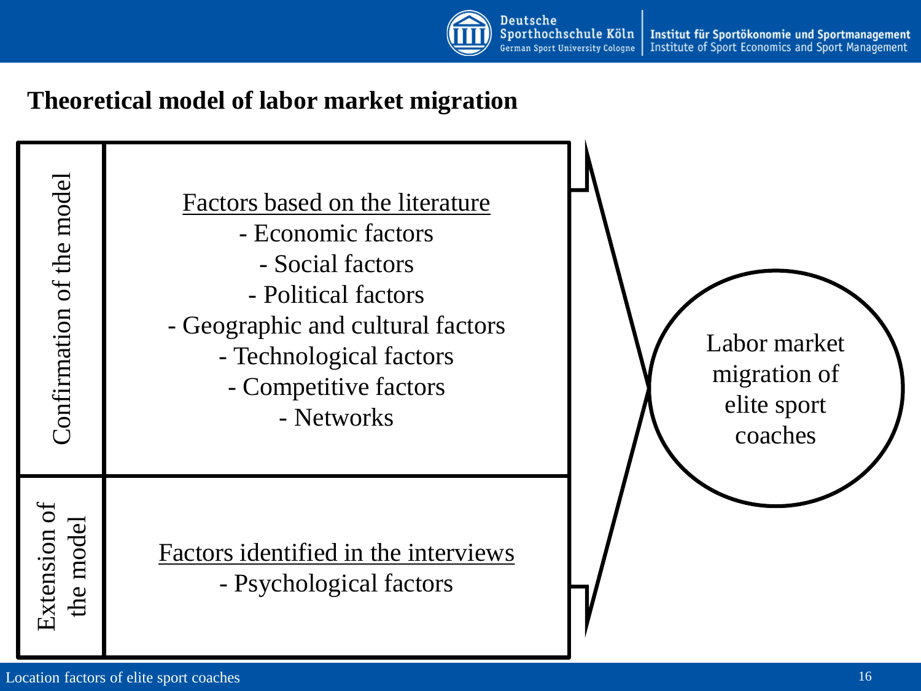# Theoretical model of labor market migration

| Confirmation of the model | Factors based on the literature<br>- Economic factors<br>- Social factors<br>- Political factors<br>- Geographic and cultural factors<br>- Technological factors<br>- Competitive factors<br>- Networks |
|---|---|
| Extension of the model | Factors identified in the interviews<br>- Psychological factors |

→ Labor market migration of elite sport coaches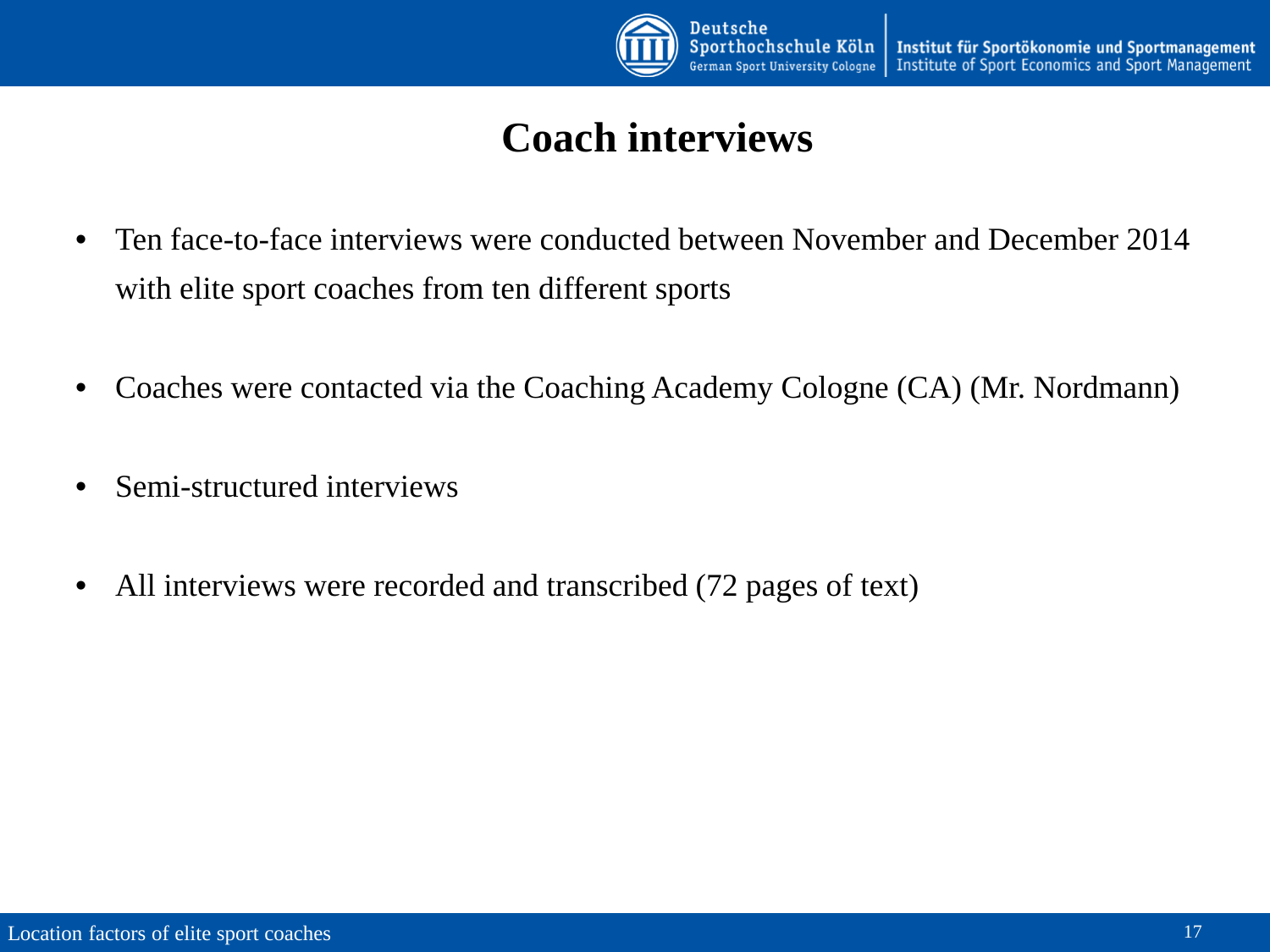# Coach interviews

- Ten face-to-face interviews were conducted between November and December 2014 with elite sport coaches from ten different sports
- Coaches were contacted via the Coaching Academy Cologne (CA) (Mr. Nordmann)
- Semi-structured interviews
- All interviews were recorded and transcribed (72 pages of text)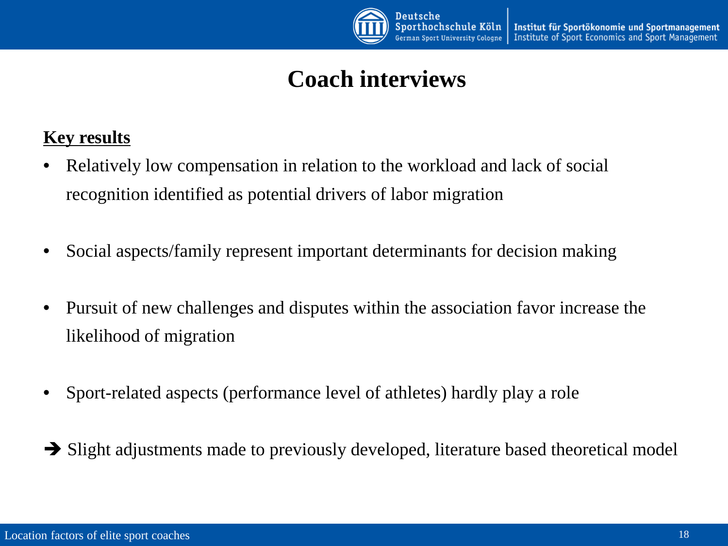# Coach interviews

**Key results**

- Relatively low compensation in relation to the workload and lack of social recognition identified as potential drivers of labor migration
- Social aspects/family represent important determinants for decision making
- Pursuit of new challenges and disputes within the association favor increase the likelihood of migration
- Sport-related aspects (performance level of athletes) hardly play a role

➔ Slight adjustments made to previously developed, literature based theoretical model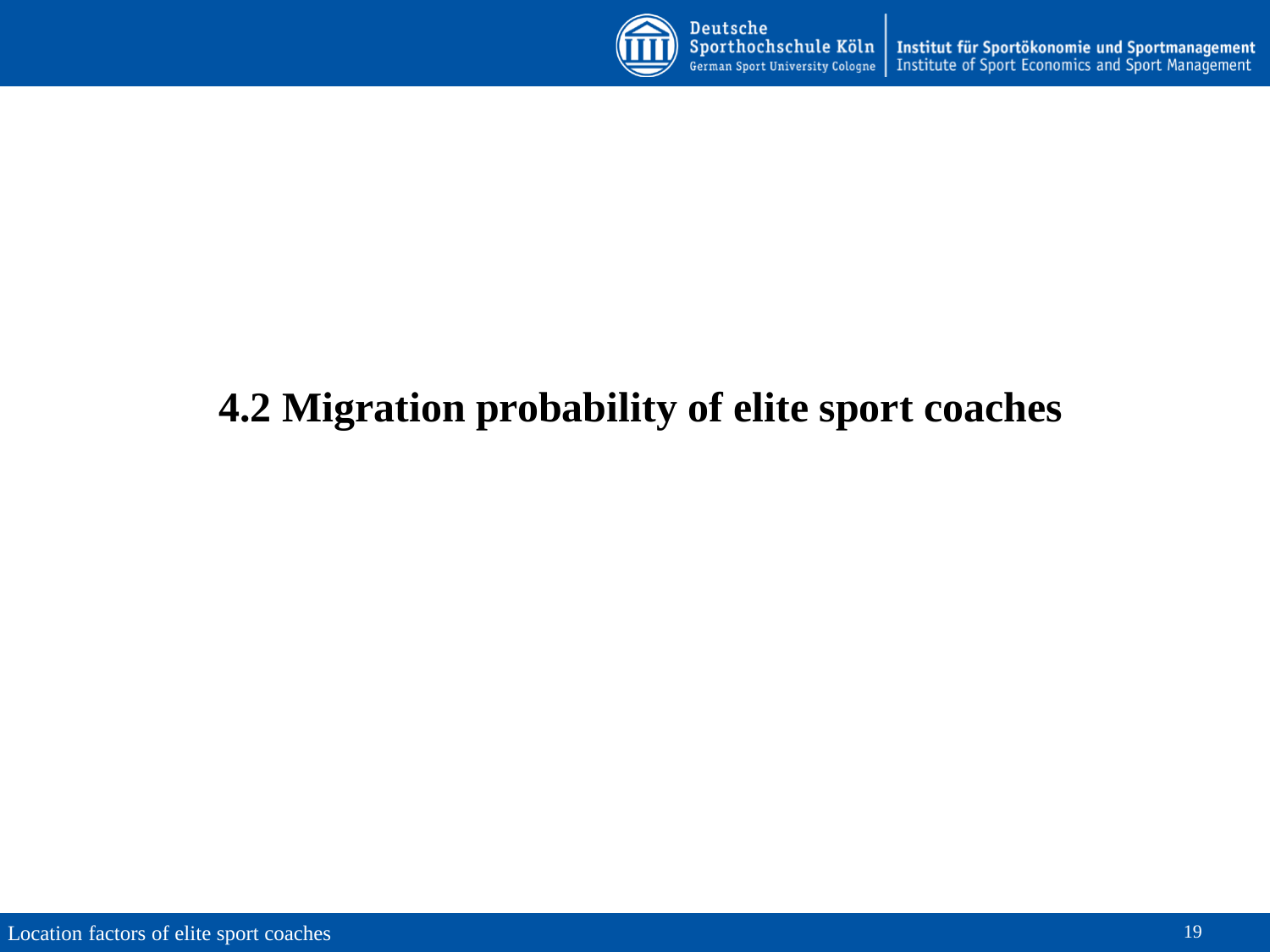## 4.2 Migration probability of elite sport coaches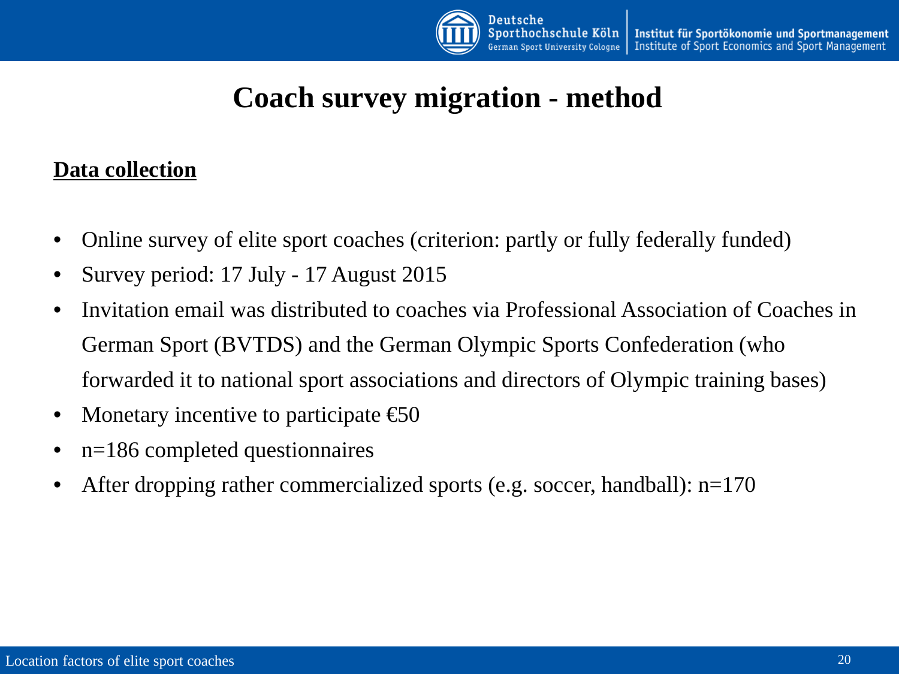# Coach survey migration - method

## Data collection

- Online survey of elite sport coaches (criterion: partly or fully federally funded)
- Survey period: 17 July - 17 August 2015
- Invitation email was distributed to coaches via Professional Association of Coaches in German Sport (BVTDS) and the German Olympic Sports Confederation (who forwarded it to national sport associations and directors of Olympic training bases)
- Monetary incentive to participate €50
- n=186 completed questionnaires
- After dropping rather commercialized sports (e.g. soccer, handball): n=170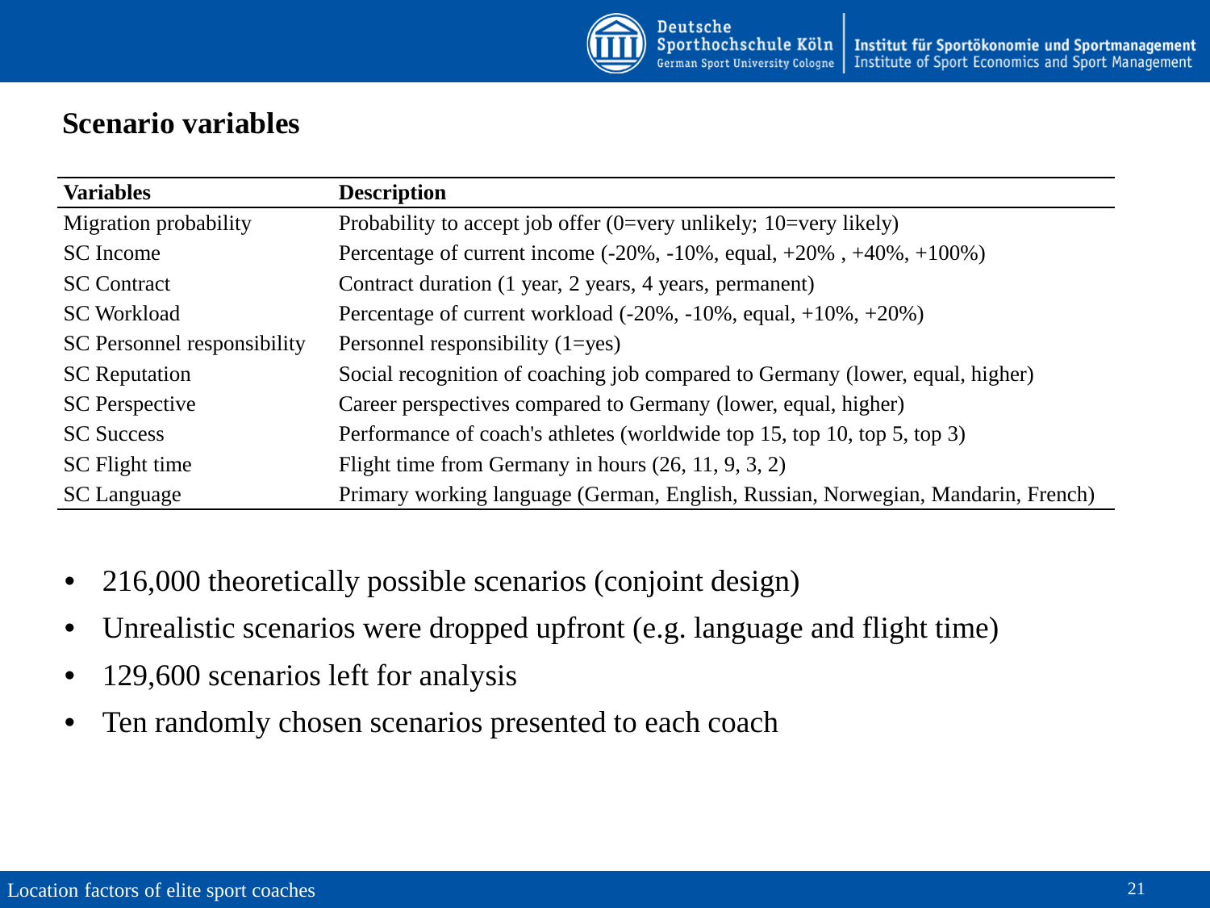## Scenario variables

| Variables | Description |
|---|---|
| Migration probability | Probability to accept job offer (0=very unlikely; 10=very likely) |
| SC Income | Percentage of current income (-20%, -10%, equal, +20% , +40%, +100%) |
| SC Contract | Contract duration (1 year, 2 years, 4 years, permanent) |
| SC Workload | Percentage of current workload (-20%, -10%, equal, +10%, +20%) |
| SC Personnel responsibility | Personnel responsibility (1=yes) |
| SC Reputation | Social recognition of coaching job compared to Germany (lower, equal, higher) |
| SC Perspective | Career perspectives compared to Germany (lower, equal, higher) |
| SC Success | Performance of coach's athletes (worldwide top 15, top 10, top 5, top 3) |
| SC Flight time | Flight time from Germany in hours (26, 11, 9, 3, 2) |
| SC Language | Primary working language (German, English, Russian, Norwegian, Mandarin, French) |

- 216,000 theoretically possible scenarios (conjoint design)
- Unrealistic scenarios were dropped upfront (e.g. language and flight time)
- 129,600 scenarios left for analysis
- Ten randomly chosen scenarios presented to each coach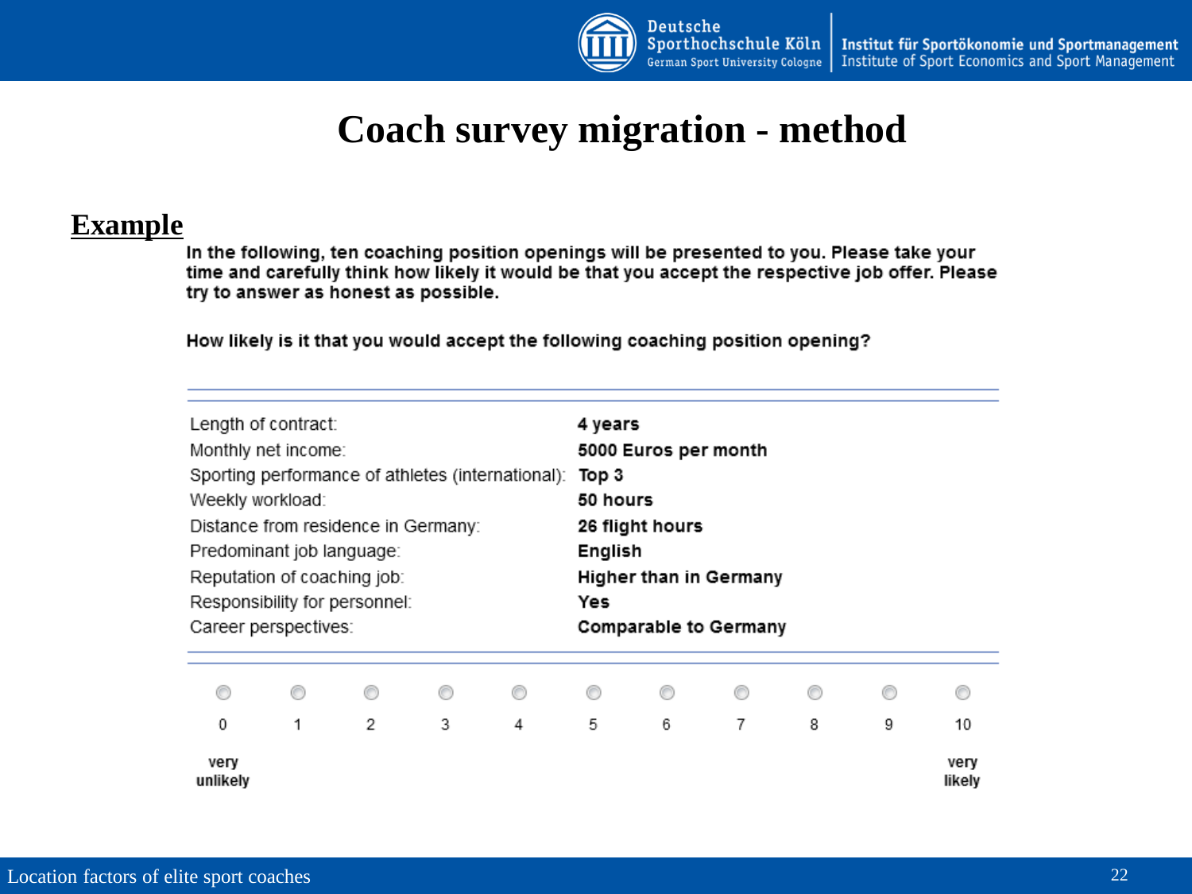# Coach survey migration - method

## Example

**In the following, ten coaching position openings will be presented to you. Please take your time and carefully think how likely it would be that you accept the respective job offer. Please try to answer as honest as possible.**

**How likely is it that you would accept the following coaching position opening?**

| | |
|---|---|
| Length of contract: | **4 years** |
| Monthly net income: | **5000 Euros per month** |
| Sporting performance of athletes (international): | **Top 3** |
| Weekly workload: | **50 hours** |
| Distance from residence in Germany: | **26 flight hours** |
| Predominant job language: | **English** |
| Reputation of coaching job: | **Higher than in Germany** |
| Responsibility for personnel: | **Yes** |
| Career perspectives: | **Comparable to Germany** |

| 0 | 1 | 2 | 3 | 4 | 5 | 6 | 7 | 8 | 9 | 10 |
|---|---|---|---|---|---|---|---|---|---|---|
| **very unlikely** | | | | | | | | | | **very likely** |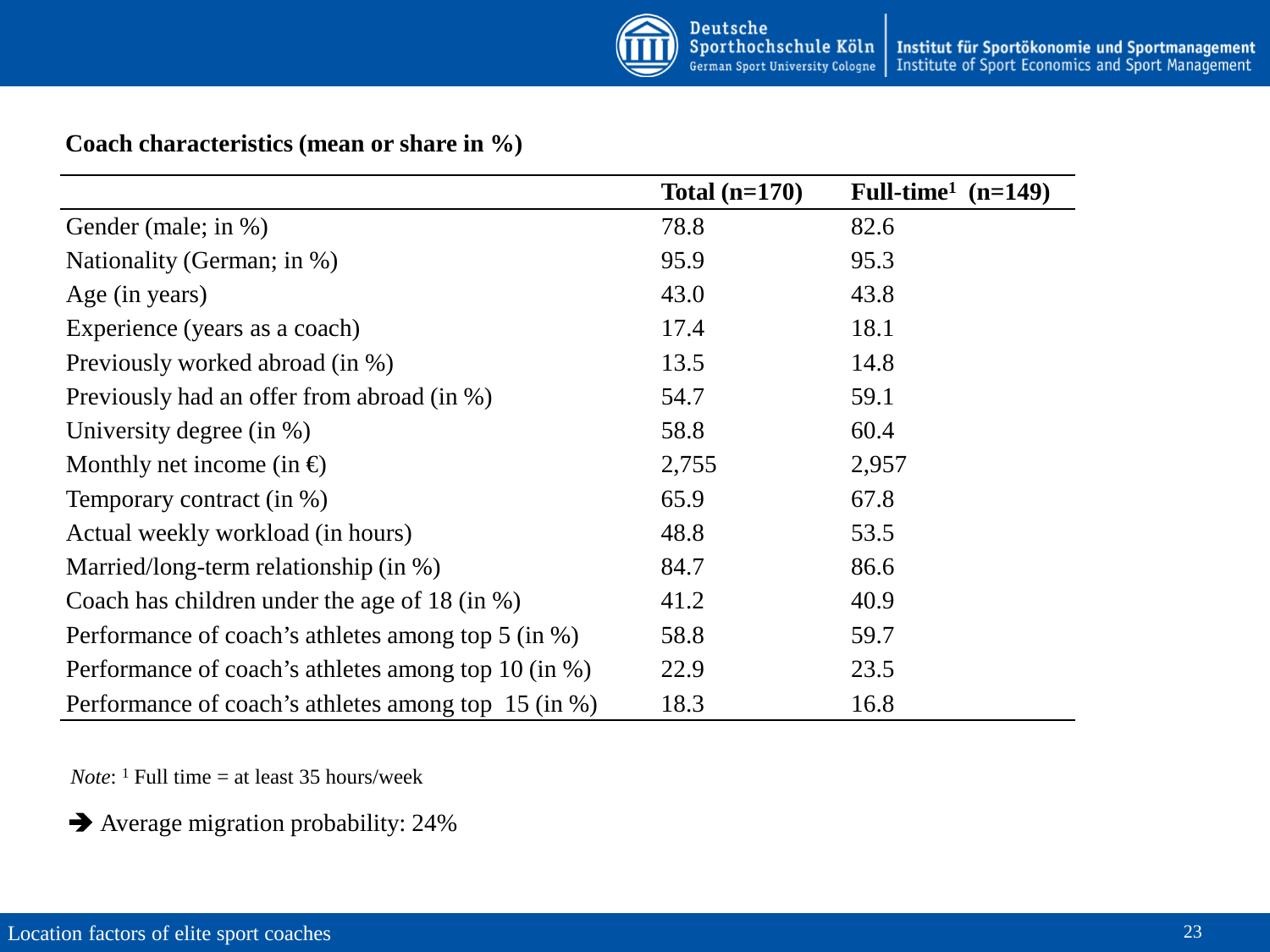**Coach characteristics (mean or share in %)**

| | Total (n=170) | Full-time[1] (n=149) |
|---|---|---|
| Gender (male; in %) | 78.8 | 82.6 |
| Nationality (German; in %) | 95.9 | 95.3 |
| Age (in years) | 43.0 | 43.8 |
| Experience (years as a coach) | 17.4 | 18.1 |
| Previously worked abroad (in %) | 13.5 | 14.8 |
| Previously had an offer from abroad (in %) | 54.7 | 59.1 |
| University degree (in %) | 58.8 | 60.4 |
| Monthly net income (in €) | 2,755 | 2,957 |
| Temporary contract (in %) | 65.9 | 67.8 |
| Actual weekly workload (in hours) | 48.8 | 53.5 |
| Married/long-term relationship (in %) | 84.7 | 86.6 |
| Coach has children under the age of 18 (in %) | 41.2 | 40.9 |
| Performance of coach's athletes among top 5 (in %) | 58.8 | 59.7 |
| Performance of coach's athletes among top 10 (in %) | 22.9 | 23.5 |
| Performance of coach's athletes among top 15 (in %) | 18.3 | 16.8 |

*Note*: [1] Full time = at least 35 hours/week

➔ Average migration probability: 24%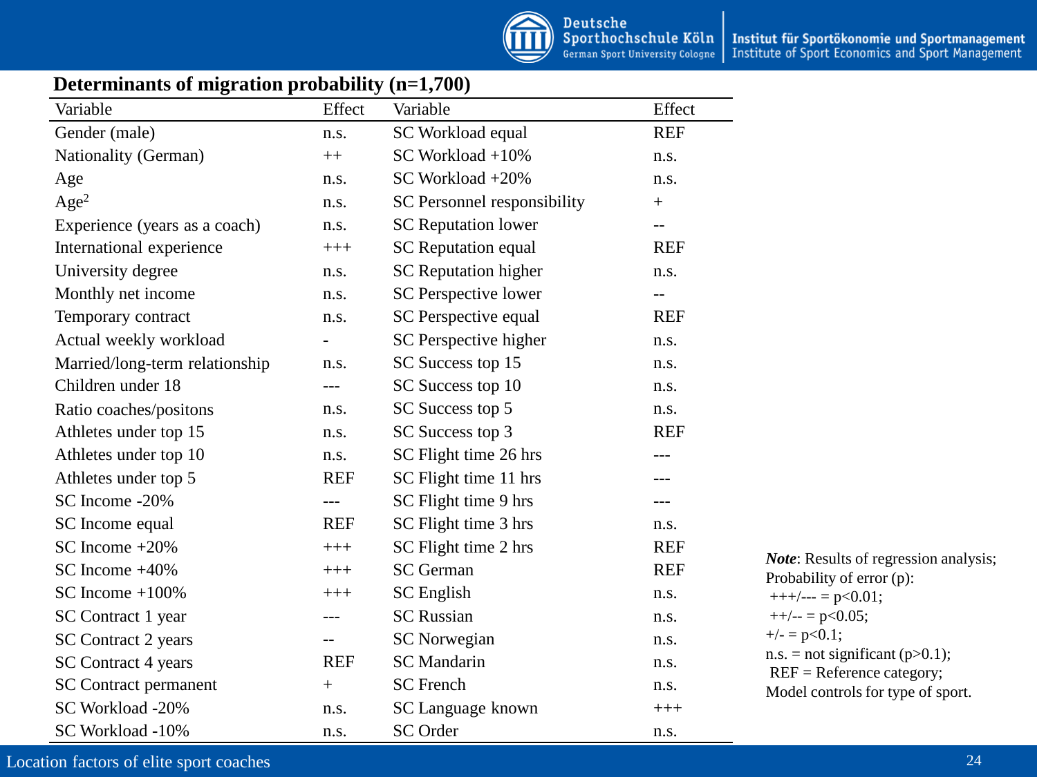## Determinants of migration probability (n=1,700)

| Variable | Effect | Variable | Effect |
|---|---|---|---|
| Gender (male) | n.s. | SC Workload equal | REF |
| Nationality (German) | ++ | SC Workload +10% | n.s. |
| Age | n.s. | SC Workload +20% | n.s. |
| $Age^2$ | n.s. | SC Personnel responsibility | + |
| Experience (years as a coach) | n.s. | SC Reputation lower | -- |
| International experience | +++ | SC Reputation equal | REF |
| University degree | n.s. | SC Reputation higher | n.s. |
| Monthly net income | n.s. | SC Perspective lower | -- |
| Temporary contract | n.s. | SC Perspective equal | REF |
| Actual weekly workload | - | SC Perspective higher | n.s. |
| Married/long-term relationship | n.s. | SC Success top 15 | n.s. |
| Children under 18 | --- | SC Success top 10 | n.s. |
| Ratio coaches/positons | n.s. | SC Success top 5 | n.s. |
| Athletes under top 15 | n.s. | SC Success top 3 | REF |
| Athletes under top 10 | n.s. | SC Flight time 26 hrs | --- |
| Athletes under top 5 | REF | SC Flight time 11 hrs | --- |
| SC Income -20% | --- | SC Flight time 9 hrs | --- |
| SC Income equal | REF | SC Flight time 3 hrs | n.s. |
| SC Income +20% | +++ | SC Flight time 2 hrs | REF |
| SC Income +40% | +++ | SC German | REF |
| SC Income +100% | +++ | SC English | n.s. |
| SC Contract 1 year | --- | SC Russian | n.s. |
| SC Contract 2 years | -- | SC Norwegian | n.s. |
| SC Contract 4 years | REF | SC Mandarin | n.s. |
| SC Contract permanent | + | SC French | n.s. |
| SC Workload -20% | n.s. | SC Language known | +++ |
| SC Workload -10% | n.s. | SC Order | n.s. |

***Note***: Results of regression analysis;
Probability of error (p):
+++/--- = $p<0.01$;
++/-- = $p<0.05$;
+/- = $p<0.1$;
n.s. = not significant ($p>0.1$);
REF = Reference category;
Model controls for type of sport.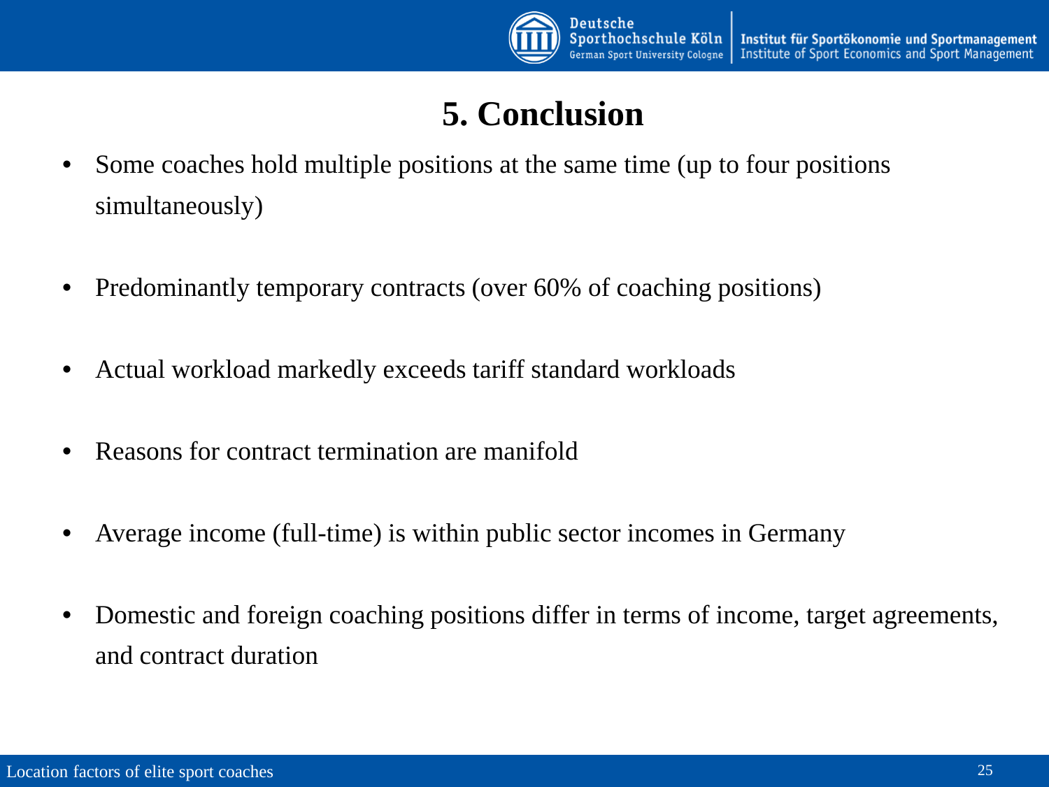# 5. Conclusion

- Some coaches hold multiple positions at the same time (up to four positions simultaneously)
- Predominantly temporary contracts (over 60% of coaching positions)
- Actual workload markedly exceeds tariff standard workloads
- Reasons for contract termination are manifold
- Average income (full-time) is within public sector incomes in Germany
- Domestic and foreign coaching positions differ in terms of income, target agreements, and contract duration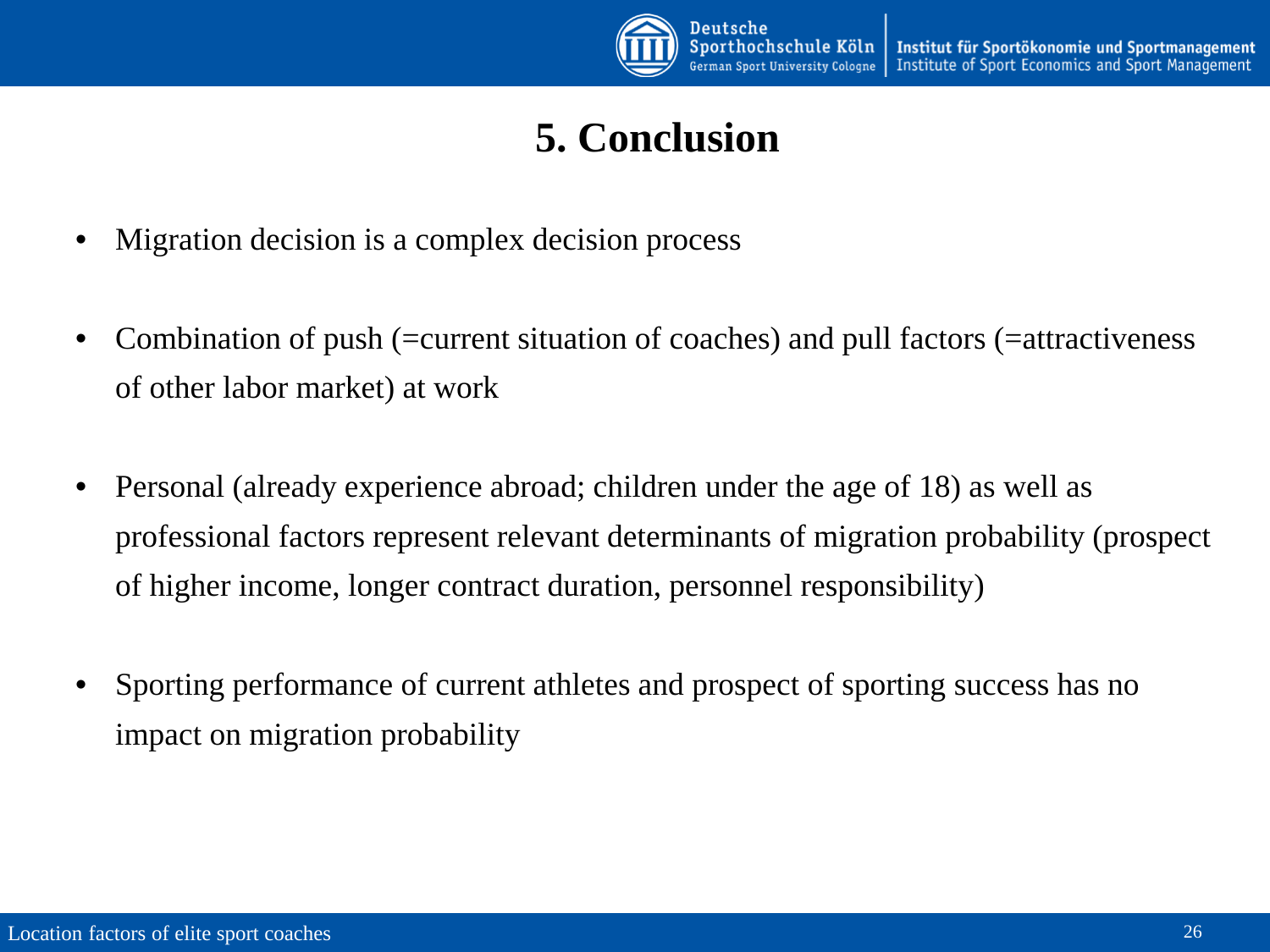# 5. Conclusion

- Migration decision is a complex decision process
- Combination of push (=current situation of coaches) and pull factors (=attractiveness of other labor market) at work
- Personal (already experience abroad; children under the age of 18) as well as professional factors represent relevant determinants of migration probability (prospect of higher income, longer contract duration, personnel responsibility)
- Sporting performance of current athletes and prospect of sporting success has no impact on migration probability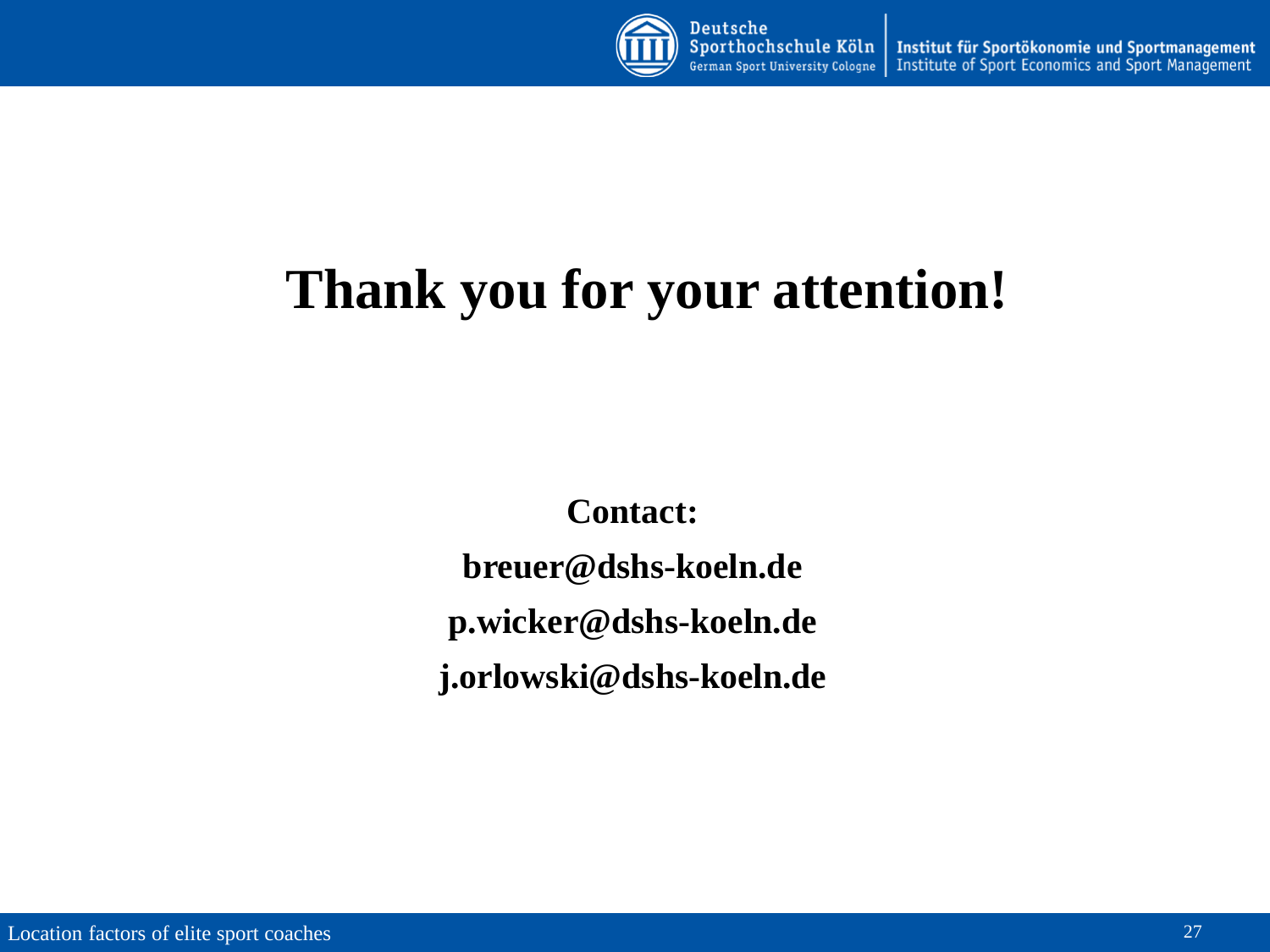# Thank you for your attention!

**Contact:**

**breuer@dshs-koeln.de**

**p.wicker@dshs-koeln.de**

**j.orlowski@dshs-koeln.de**